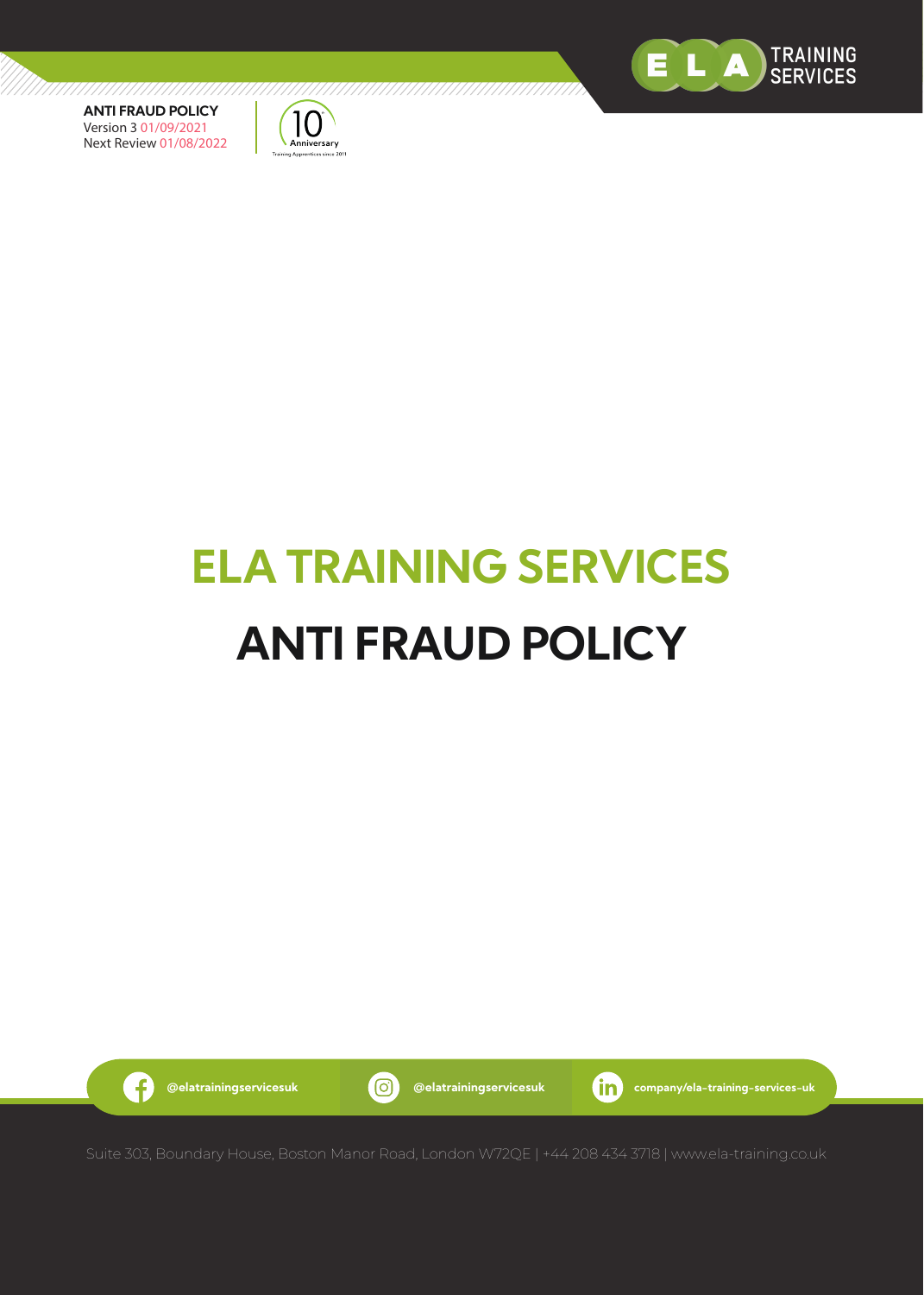**ANTI FRAUD POLICY**
Version 3 01/09/2021
Next Review 01/08/2022

# ELA TRAINING SERVICES

# ANTI FRAUD POLICY

@elatrainingservicesuk | @elatrainingservicesuk | company/ela-training-services-uk

Suite 303, Boundary House, Boston Manor Road, London W72QE | +44 208 434 3718 | www.ela-training.co.uk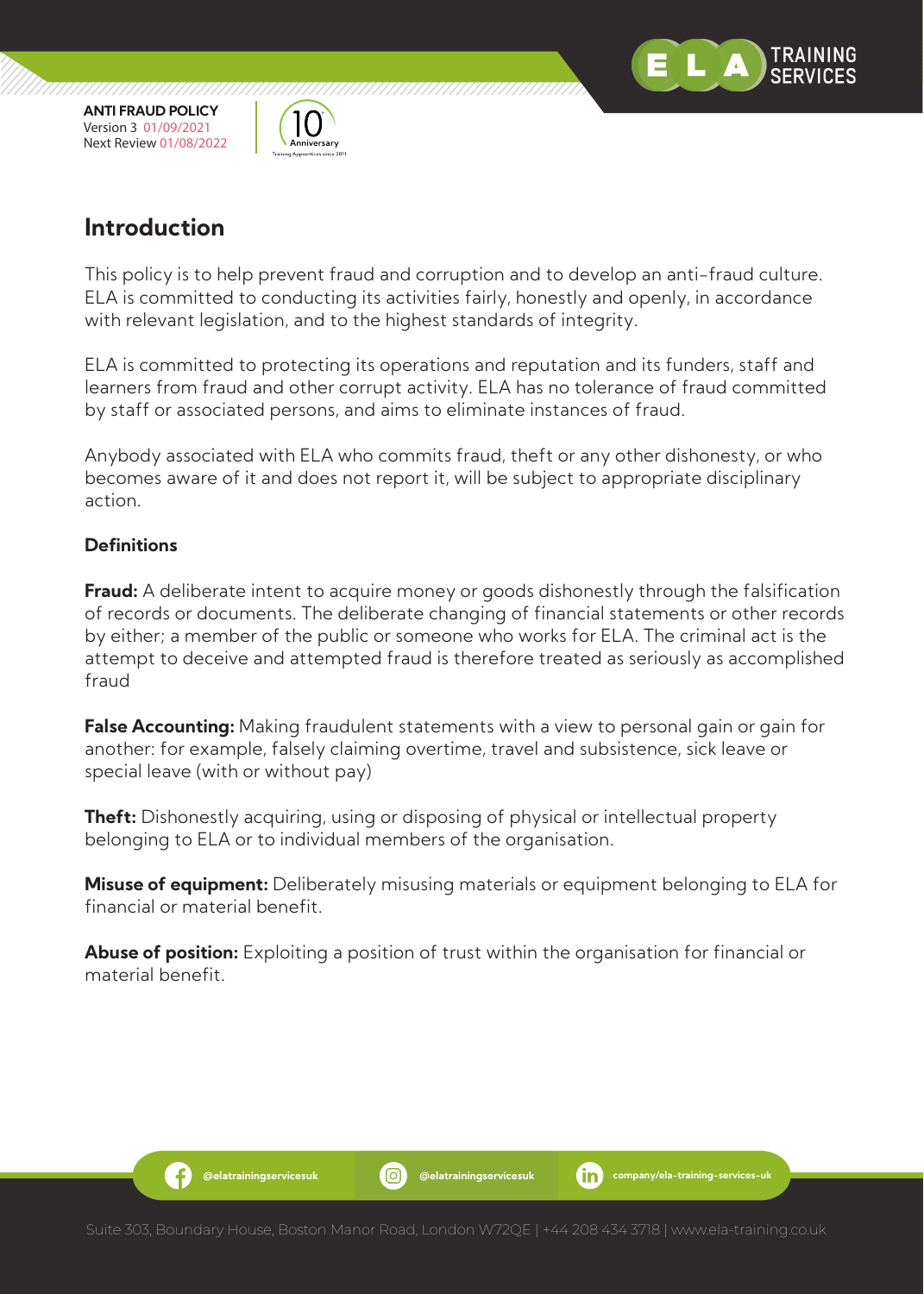## Introduction

This policy is to help prevent fraud and corruption and to develop an anti-fraud culture. ELA is committed to conducting its activities fairly, honestly and openly, in accordance with relevant legislation, and to the highest standards of integrity.

ELA is committed to protecting its operations and reputation and its funders, staff and learners from fraud and other corrupt activity. ELA has no tolerance of fraud committed by staff or associated persons, and aims to eliminate instances of fraud.

Anybody associated with ELA who commits fraud, theft or any other dishonesty, or who becomes aware of it and does not report it, will be subject to appropriate disciplinary action.

### Definitions

**Fraud:** A deliberate intent to acquire money or goods dishonestly through the falsification of records or documents. The deliberate changing of financial statements or other records by either; a member of the public or someone who works for ELA. The criminal act is the attempt to deceive and attempted fraud is therefore treated as seriously as accomplished fraud

**False Accounting:** Making fraudulent statements with a view to personal gain or gain for another: for example, falsely claiming overtime, travel and subsistence, sick leave or special leave (with or without pay)

**Theft:** Dishonestly acquiring, using or disposing of physical or intellectual property belonging to ELA or to individual members of the organisation.

**Misuse of equipment:** Deliberately misusing materials or equipment belonging to ELA for financial or material benefit.

**Abuse of position:** Exploiting a position of trust within the organisation for financial or material benefit.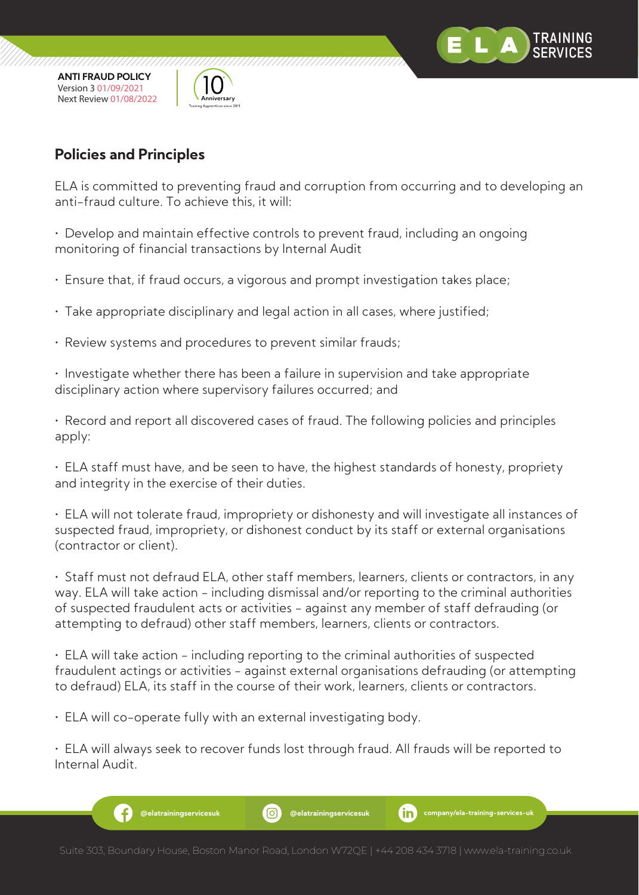## Policies and Principles

ELA is committed to preventing fraud and corruption from occurring and to developing an anti-fraud culture. To achieve this, it will:

- Develop and maintain effective controls to prevent fraud, including an ongoing monitoring of financial transactions by Internal Audit

- Ensure that, if fraud occurs, a vigorous and prompt investigation takes place;

- Take appropriate disciplinary and legal action in all cases, where justified;

- Review systems and procedures to prevent similar frauds;

- Investigate whether there has been a failure in supervision and take appropriate disciplinary action where supervisory failures occurred; and

- Record and report all discovered cases of fraud. The following policies and principles apply:

- ELA staff must have, and be seen to have, the highest standards of honesty, propriety and integrity in the exercise of their duties.

- ELA will not tolerate fraud, impropriety or dishonesty and will investigate all instances of suspected fraud, impropriety, or dishonest conduct by its staff or external organisations (contractor or client).

- Staff must not defraud ELA, other staff members, learners, clients or contractors, in any way. ELA will take action – including dismissal and/or reporting to the criminal authorities of suspected fraudulent acts or activities – against any member of staff defrauding (or attempting to defraud) other staff members, learners, clients or contractors.

- ELA will take action – including reporting to the criminal authorities of suspected fraudulent actings or activities – against external organisations defrauding (or attempting to defraud) ELA, its staff in the course of their work, learners, clients or contractors.

- ELA will co-operate fully with an external investigating body.

- ELA will always seek to recover funds lost through fraud. All frauds will be reported to Internal Audit.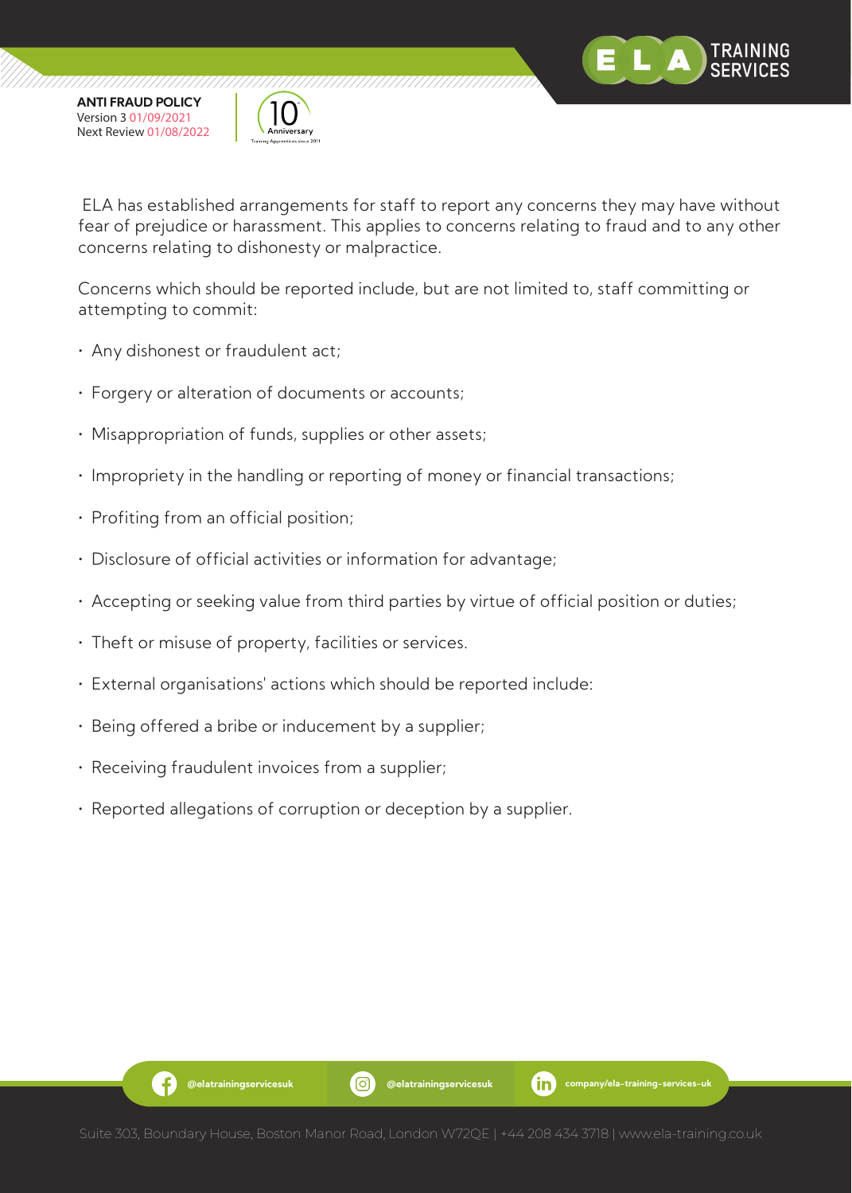ELA has established arrangements for staff to report any concerns they may have without fear of prejudice or harassment. This applies to concerns relating to fraud and to any other concerns relating to dishonesty or malpractice.

Concerns which should be reported include, but are not limited to, staff committing or attempting to commit:

- Any dishonest or fraudulent act;
- Forgery or alteration of documents or accounts;
- Misappropriation of funds, supplies or other assets;
- Impropriety in the handling or reporting of money or financial transactions;
- Profiting from an official position;
- Disclosure of official activities or information for advantage;
- Accepting or seeking value from third parties by virtue of official position or duties;
- Theft or misuse of property, facilities or services.
- External organisations' actions which should be reported include:
- Being offered a bribe or inducement by a supplier;
- Receiving fraudulent invoices from a supplier;
- Reported allegations of corruption or deception by a supplier.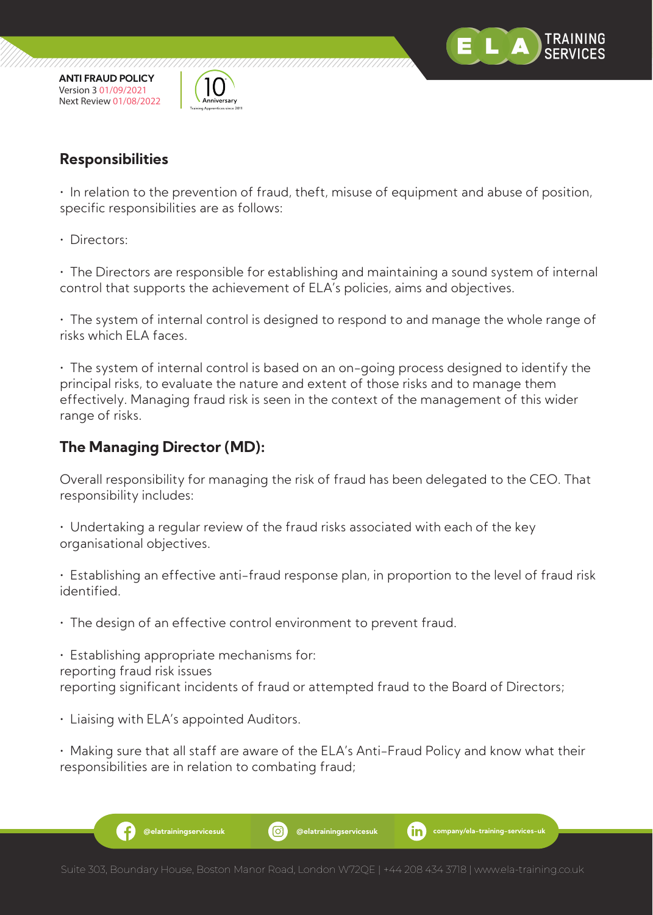## Responsibilities

- In relation to the prevention of fraud, theft, misuse of equipment and abuse of position, specific responsibilities are as follows:

- Directors:

- The Directors are responsible for establishing and maintaining a sound system of internal control that supports the achievement of ELA's policies, aims and objectives.

- The system of internal control is designed to respond to and manage the whole range of risks which ELA faces.

- The system of internal control is based on an on-going process designed to identify the principal risks, to evaluate the nature and extent of those risks and to manage them effectively. Managing fraud risk is seen in the context of the management of this wider range of risks.

## The Managing Director (MD):

Overall responsibility for managing the risk of fraud has been delegated to the CEO. That responsibility includes:

- Undertaking a regular review of the fraud risks associated with each of the key organisational objectives.

- Establishing an effective anti-fraud response plan, in proportion to the level of fraud risk identified.

- The design of an effective control environment to prevent fraud.

- Establishing appropriate mechanisms for:
  reporting fraud risk issues
  reporting significant incidents of fraud or attempted fraud to the Board of Directors;

- Liaising with ELA's appointed Auditors.

- Making sure that all staff are aware of the ELA's Anti-Fraud Policy and know what their responsibilities are in relation to combating fraud;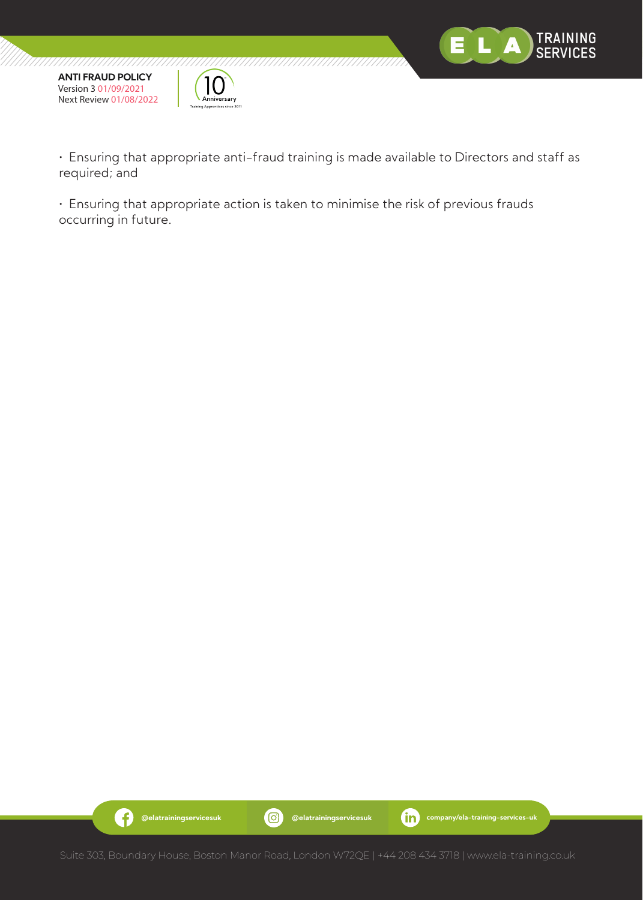- Ensuring that appropriate anti-fraud training is made available to Directors and staff as required; and

- Ensuring that appropriate action is taken to minimise the risk of previous frauds occurring in future.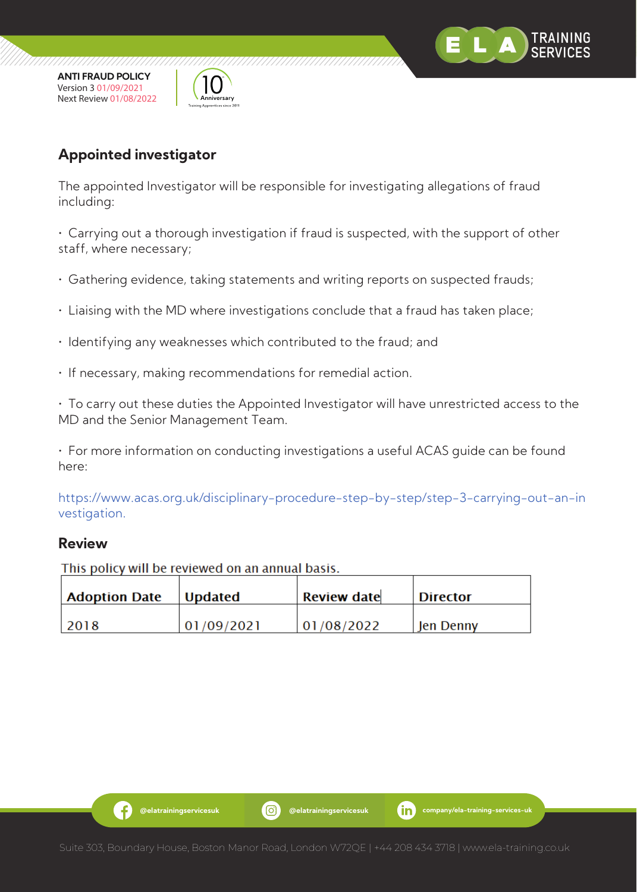## Appointed investigator

The appointed Investigator will be responsible for investigating allegations of fraud including:

- Carrying out a thorough investigation if fraud is suspected, with the support of other staff, where necessary;
- Gathering evidence, taking statements and writing reports on suspected frauds;
- Liaising with the MD where investigations conclude that a fraud has taken place;
- Identifying any weaknesses which contributed to the fraud; and
- If necessary, making recommendations for remedial action.
- To carry out these duties the Appointed Investigator will have unrestricted access to the MD and the Senior Management Team.
- For more information on conducting investigations a useful ACAS guide can be found here:

https://www.acas.org.uk/disciplinary-procedure-step-by-step/step-3-carrying-out-an-investigation.

### Review

This policy will be reviewed on an annual basis.

| Adoption Date | Updated | Review date | Director |
|---|---|---|---|
| 2018 | 01/09/2021 | 01/08/2022 | Jen Denny |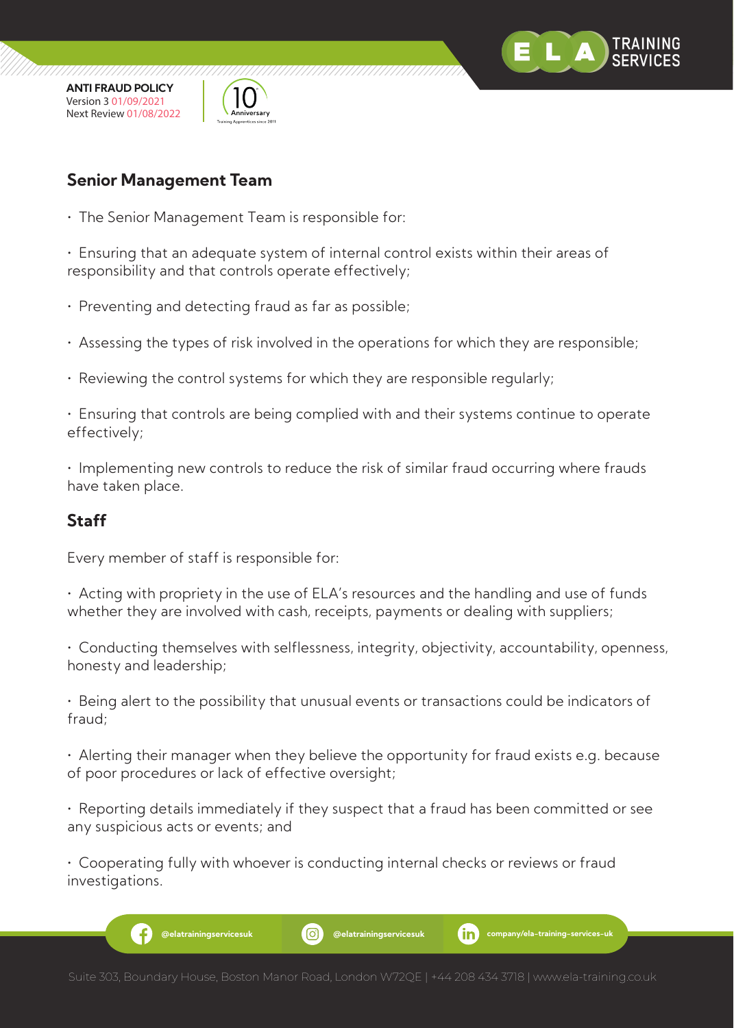## Senior Management Team

- The Senior Management Team is responsible for:
- Ensuring that an adequate system of internal control exists within their areas of responsibility and that controls operate effectively;
- Preventing and detecting fraud as far as possible;
- Assessing the types of risk involved in the operations for which they are responsible;
- Reviewing the control systems for which they are responsible regularly;
- Ensuring that controls are being complied with and their systems continue to operate effectively;
- Implementing new controls to reduce the risk of similar fraud occurring where frauds have taken place.

## Staff

Every member of staff is responsible for:

- Acting with propriety in the use of ELA's resources and the handling and use of funds whether they are involved with cash, receipts, payments or dealing with suppliers;
- Conducting themselves with selflessness, integrity, objectivity, accountability, openness, honesty and leadership;
- Being alert to the possibility that unusual events or transactions could be indicators of fraud;
- Alerting their manager when they believe the opportunity for fraud exists e.g. because of poor procedures or lack of effective oversight;
- Reporting details immediately if they suspect that a fraud has been committed or see any suspicious acts or events; and
- Cooperating fully with whoever is conducting internal checks or reviews or fraud investigations.